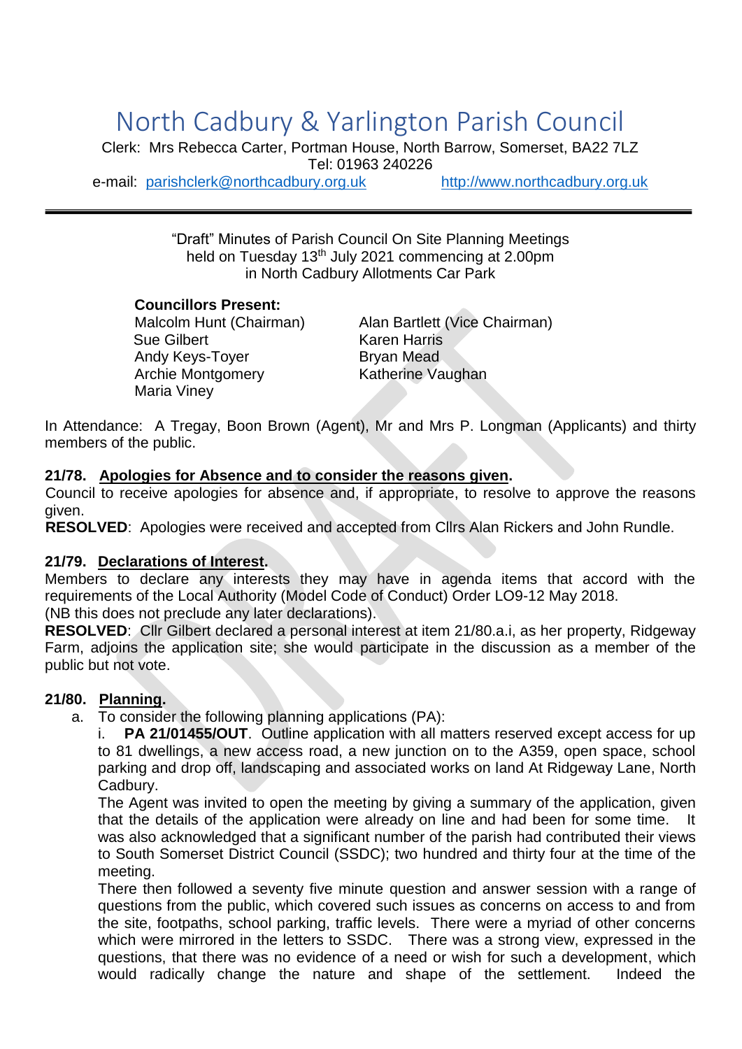# North Cadbury & Yarlington Parish Council

Clerk: Mrs Rebecca Carter, Portman House, North Barrow, Somerset, BA22 7LZ
Tel: 01963 240226
e-mail: parishclerk@northcadbury.org.uk http://www.northcadbury.org.uk

---

"Draft" Minutes of Parish Council On Site Planning Meetings
held on Tuesday 13th July 2021 commencing at 2.00pm
in North Cadbury Allotments Car Park

**Councillors Present:**

Malcolm Hunt (Chairman)
Alan Bartlett (Vice Chairman)
Sue Gilbert
Karen Harris
Andy Keys-Toyer
Bryan Mead
Archie Montgomery
Katherine Vaughan
Maria Viney

In Attendance: A Tregay, Boon Brown (Agent), Mr and Mrs P. Longman (Applicants) and thirty members of the public.

**21/78. Apologies for Absence and to consider the reasons given.**

Council to receive apologies for absence and, if appropriate, to resolve to approve the reasons given.

**RESOLVED**: Apologies were received and accepted from Cllrs Alan Rickers and John Rundle.

**21/79. Declarations of Interest.**

Members to declare any interests they may have in agenda items that accord with the requirements of the Local Authority (Model Code of Conduct) Order LO9-12 May 2018.
(NB this does not preclude any later declarations).

**RESOLVED**: Cllr Gilbert declared a personal interest at item 21/80.a.i, as her property, Ridgeway Farm, adjoins the application site; she would participate in the discussion as a member of the public but not vote.

**21/80. Planning.**

a. To consider the following planning applications (PA):

i. **PA 21/01455/OUT**. Outline application with all matters reserved except access for up to 81 dwellings, a new access road, a new junction on to the A359, open space, school parking and drop off, landscaping and associated works on land At Ridgeway Lane, North Cadbury.

The Agent was invited to open the meeting by giving a summary of the application, given that the details of the application were already on line and had been for some time. It was also acknowledged that a significant number of the parish had contributed their views to South Somerset District Council (SSDC); two hundred and thirty four at the time of the meeting.

There then followed a seventy five minute question and answer session with a range of questions from the public, which covered such issues as concerns on access to and from the site, footpaths, school parking, traffic levels. There were a myriad of other concerns which were mirrored in the letters to SSDC. There was a strong view, expressed in the questions, that there was no evidence of a need or wish for such a development, which would radically change the nature and shape of the settlement. Indeed the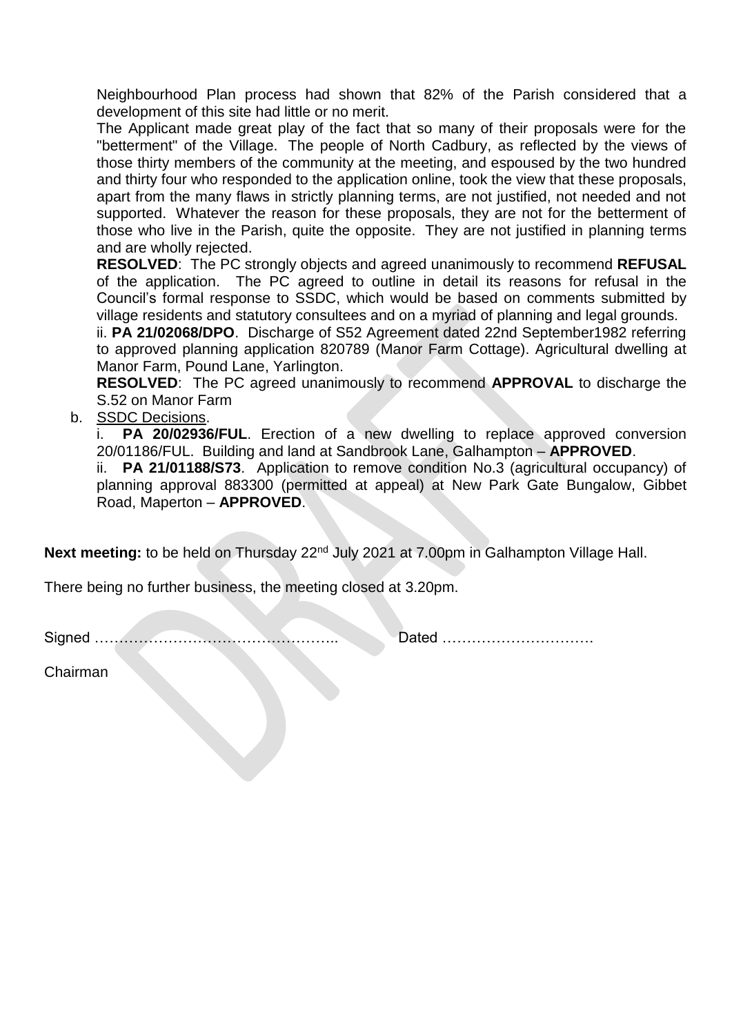Neighbourhood Plan process had shown that 82% of the Parish considered that a development of this site had little or no merit.

The Applicant made great play of the fact that so many of their proposals were for the "betterment" of the Village. The people of North Cadbury, as reflected by the views of those thirty members of the community at the meeting, and espoused by the two hundred and thirty four who responded to the application online, took the view that these proposals, apart from the many flaws in strictly planning terms, are not justified, not needed and not supported. Whatever the reason for these proposals, they are not for the betterment of those who live in the Parish, quite the opposite. They are not justified in planning terms and are wholly rejected.

**RESOLVED**: The PC strongly objects and agreed unanimously to recommend **REFUSAL** of the application. The PC agreed to outline in detail its reasons for refusal in the Council's formal response to SSDC, which would be based on comments submitted by village residents and statutory consultees and on a myriad of planning and legal grounds.

ii. **PA 21/02068/DPO**. Discharge of S52 Agreement dated 22nd September1982 referring to approved planning application 820789 (Manor Farm Cottage). Agricultural dwelling at Manor Farm, Pound Lane, Yarlington.

**RESOLVED**: The PC agreed unanimously to recommend **APPROVAL** to discharge the S.52 on Manor Farm

b. SSDC Decisions.

i. **PA 20/02936/FUL**. Erection of a new dwelling to replace approved conversion 20/01186/FUL. Building and land at Sandbrook Lane, Galhampton – **APPROVED**.

ii. **PA 21/01188/S73**. Application to remove condition No.3 (agricultural occupancy) of planning approval 883300 (permitted at appeal) at New Park Gate Bungalow, Gibbet Road, Maperton – **APPROVED**.

**Next meeting:** to be held on Thursday 22nd July 2021 at 7.00pm in Galhampton Village Hall.

There being no further business, the meeting closed at 3.20pm.

Signed ………………………………………….. Dated ………………………….

Chairman